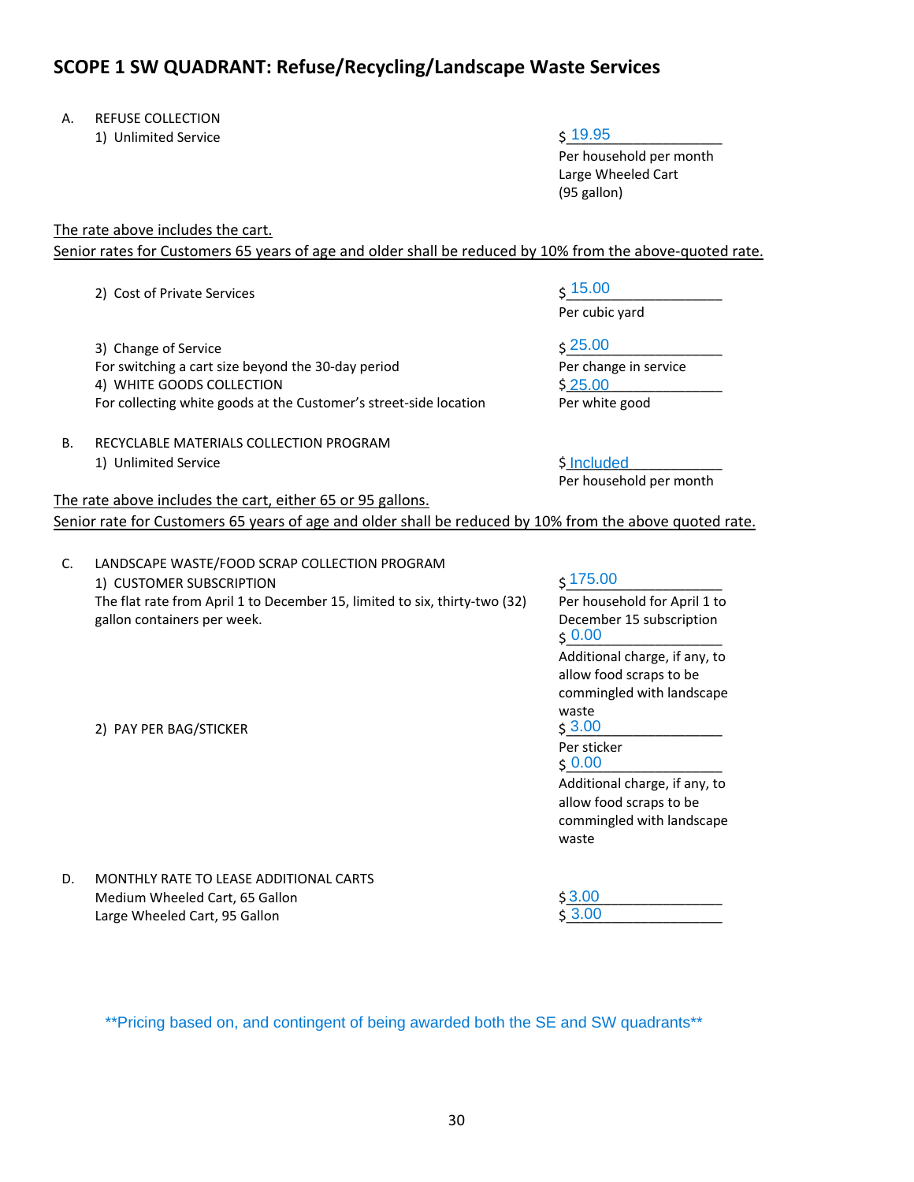## SCOPE 1 SW QUADRANT: Refuse/Recycling/Landscape Waste Services

A. REFUSE COLLECTION

1) Unlimited Service — $ 19.95 Per household per month Large Wheeled Cart (95 gallon)

The rate above includes the cart.

Senior rates for Customers 65 years of age and older shall be reduced by 10% from the above-quoted rate.

2) Cost of Private Services — $ 15.00 Per cubic yard

3) Change of Service — $ 25.00 Per change in service
For switching a cart size beyond the 30-day period

4) WHITE GOODS COLLECTION — $ 25.00 Per white good
For collecting white goods at the Customer's street-side location

B. RECYCLABLE MATERIALS COLLECTION PROGRAM

1) Unlimited Service — $ Included Per household per month

The rate above includes the cart, either 65 or 95 gallons.

Senior rate for Customers 65 years of age and older shall be reduced by 10% from the above quoted rate.

C. LANDSCAPE WASTE/FOOD SCRAP COLLECTION PROGRAM

1) CUSTOMER SUBSCRIPTION
The flat rate from April 1 to December 15, limited to six, thirty-two (32) gallon containers per week.

- $ 175.00 Per household for April 1 to December 15 subscription
- $ 0.00 Additional charge, if any, to allow food scraps to be commingled with landscape waste

2) PAY PER BAG/STICKER

- $ 3.00 Per sticker
- $ 0.00 Additional charge, if any, to allow food scraps to be commingled with landscape waste

D. MONTHLY RATE TO LEASE ADDITIONAL CARTS

| Cart | Rate |
|---|---|
| Medium Wheeled Cart, 65 Gallon | $ 3.00 |
| Large Wheeled Cart, 95 Gallon | $ 3.00 |

**Pricing based on, and contingent of being awarded both the SE and SW quadrants**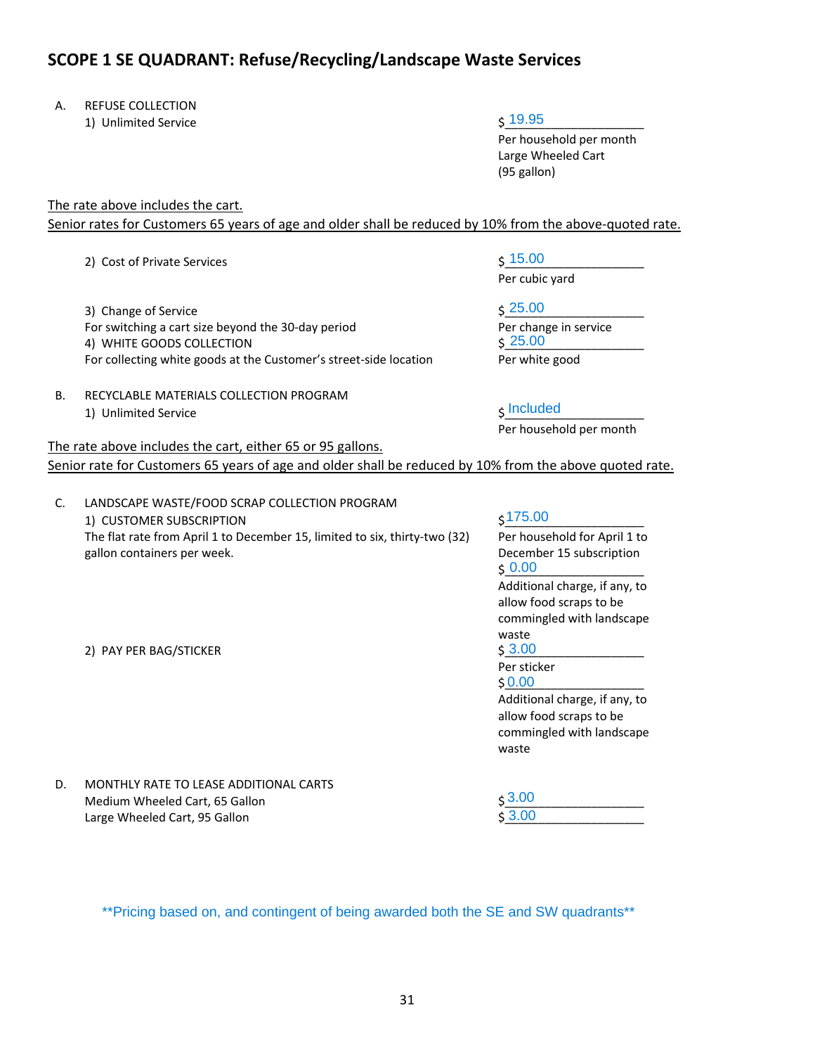## SCOPE 1 SE QUADRANT: Refuse/Recycling/Landscape Waste Services

A. REFUSE COLLECTION

1) Unlimited Service — $ 19.95 Per household per month Large Wheeled Cart (95 gallon)

The rate above includes the cart.

Senior rates for Customers 65 years of age and older shall be reduced by 10% from the above-quoted rate.

2) Cost of Private Services — $ 15.00 Per cubic yard

3) Change of Service
For switching a cart size beyond the 30-day period — $ 25.00 Per change in service

4) WHITE GOODS COLLECTION
For collecting white goods at the Customer's street-side location — $ 25.00 Per white good

B. RECYCLABLE MATERIALS COLLECTION PROGRAM

1) Unlimited Service — $ Included Per household per month

The rate above includes the cart, either 65 or 95 gallons.

Senior rate for Customers 65 years of age and older shall be reduced by 10% from the above quoted rate.

C. LANDSCAPE WASTE/FOOD SCRAP COLLECTION PROGRAM

1) CUSTOMER SUBSCRIPTION
The flat rate from April 1 to December 15, limited to six, thirty-two (32) gallon containers per week. — $175.00 Per household for April 1 to December 15 subscription

$ 0.00 Additional charge, if any, to allow food scraps to be commingled with landscape waste

2) PAY PER BAG/STICKER — $ 3.00 Per sticker

$ 0.00 Additional charge, if any, to allow food scraps to be commingled with landscape waste

D. MONTHLY RATE TO LEASE ADDITIONAL CARTS

Medium Wheeled Cart, 65 Gallon — $ 3.00

Large Wheeled Cart, 95 Gallon — $ 3.00

**Pricing based on, and contingent of being awarded both the SE and SW quadrants**